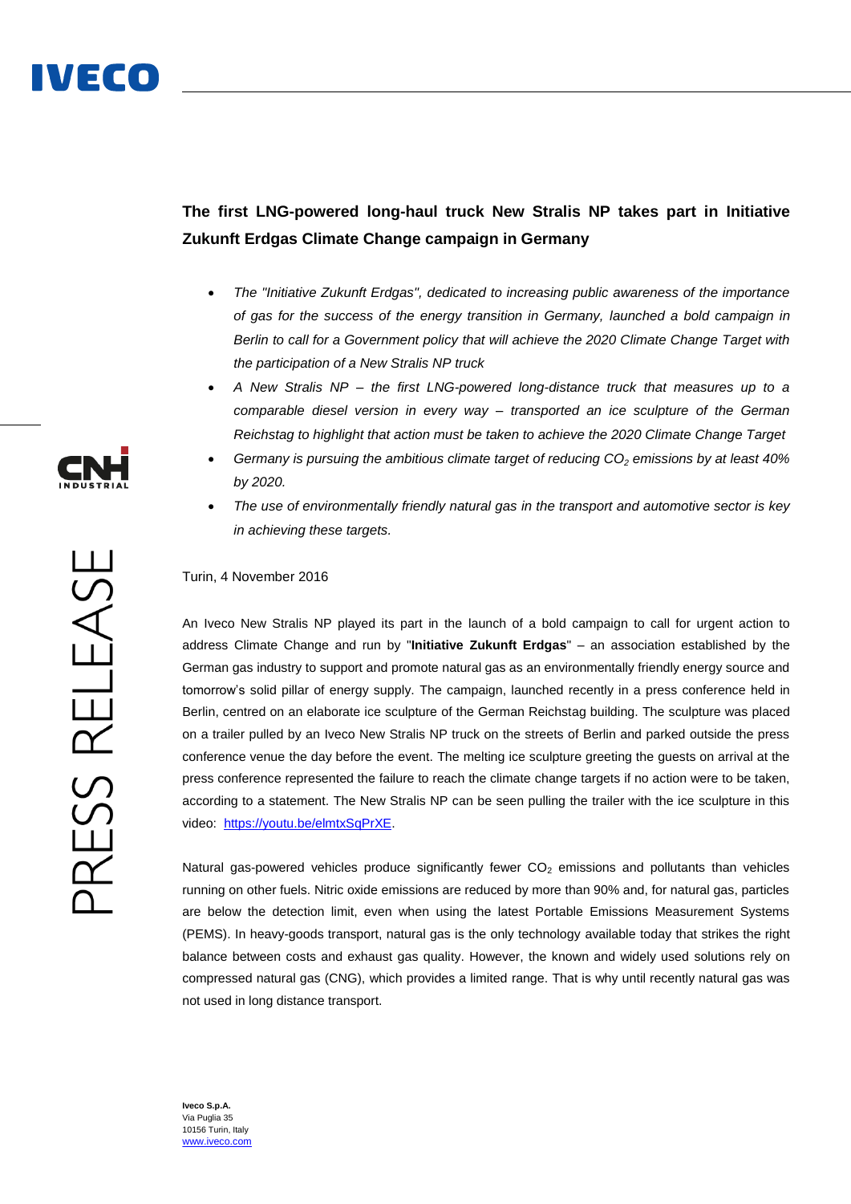# The first LNG-powered long-haul truck New Stralis NP takes part in Initiative Zukunft Erdgas Climate Change campaign in Germany

- *The "Initiative Zukunft Erdgas", dedicated to increasing public awareness of the importance of gas for the success of the energy transition in Germany, launched a bold campaign in Berlin to call for a Government policy that will achieve the 2020 Climate Change Target with the participation of a New Stralis NP truck*
- *A New Stralis NP – the first LNG-powered long-distance truck that measures up to a comparable diesel version in every way – transported an ice sculpture of the German Reichstag to highlight that action must be taken to achieve the 2020 Climate Change Target*
- *Germany is pursuing the ambitious climate target of reducing $CO_2$ emissions by at least 40% by 2020.*
- *The use of environmentally friendly natural gas in the transport and automotive sector is key in achieving these targets.*

Turin, 4 November 2016

An Iveco New Stralis NP played its part in the launch of a bold campaign to call for urgent action to address Climate Change and run by "**Initiative Zukunft Erdgas**" – an association established by the German gas industry to support and promote natural gas as an environmentally friendly energy source and tomorrow's solid pillar of energy supply. The campaign, launched recently in a press conference held in Berlin, centred on an elaborate ice sculpture of the German Reichstag building. The sculpture was placed on a trailer pulled by an Iveco New Stralis NP truck on the streets of Berlin and parked outside the press conference venue the day before the event. The melting ice sculpture greeting the guests on arrival at the press conference represented the failure to reach the climate change targets if no action were to be taken, according to a statement. The New Stralis NP can be seen pulling the trailer with the ice sculpture in this video: https://youtu.be/elmtxSqPrXE.

Natural gas-powered vehicles produce significantly fewer $CO_2$ emissions and pollutants than vehicles running on other fuels. Nitric oxide emissions are reduced by more than 90% and, for natural gas, particles are below the detection limit, even when using the latest Portable Emissions Measurement Systems (PEMS). In heavy-goods transport, natural gas is the only technology available today that strikes the right balance between costs and exhaust gas quality. However, the known and widely used solutions rely on compressed natural gas (CNG), which provides a limited range. That is why until recently natural gas was not used in long distance transport.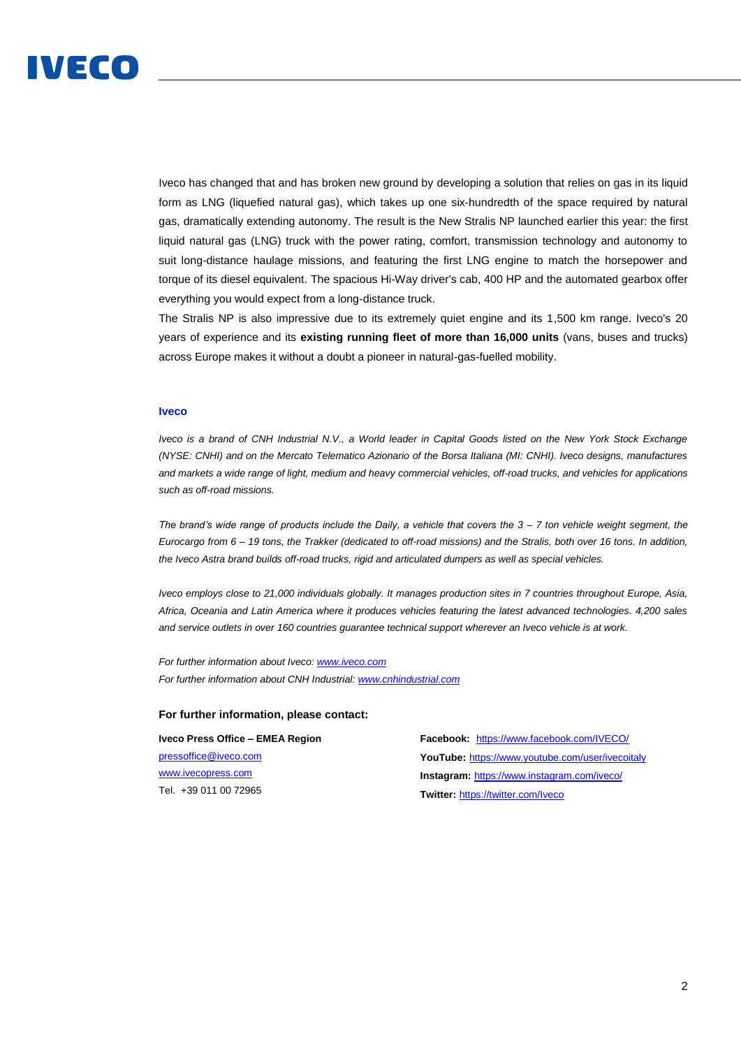Iveco has changed that and has broken new ground by developing a solution that relies on gas in its liquid form as LNG (liquefied natural gas), which takes up one six-hundredth of the space required by natural gas, dramatically extending autonomy. The result is the New Stralis NP launched earlier this year: the first liquid natural gas (LNG) truck with the power rating, comfort, transmission technology and autonomy to suit long-distance haulage missions, and featuring the first LNG engine to match the horsepower and torque of its diesel equivalent. The spacious Hi-Way driver's cab, 400 HP and the automated gearbox offer everything you would expect from a long-distance truck.

The Stralis NP is also impressive due to its extremely quiet engine and its 1,500 km range. Iveco's 20 years of experience and its **existing running fleet of more than 16,000 units** (vans, buses and trucks) across Europe makes it without a doubt a pioneer in natural-gas-fuelled mobility.

### Iveco

*Iveco is a brand of CNH Industrial N.V., a World leader in Capital Goods listed on the New York Stock Exchange (NYSE: CNHI) and on the Mercato Telematico Azionario of the Borsa Italiana (MI: CNHI). Iveco designs, manufactures and markets a wide range of light, medium and heavy commercial vehicles, off-road trucks, and vehicles for applications such as off-road missions.*

*The brand's wide range of products include the Daily, a vehicle that covers the 3 – 7 ton vehicle weight segment, the Eurocargo from 6 – 19 tons, the Trakker (dedicated to off-road missions) and the Stralis, both over 16 tons. In addition, the Iveco Astra brand builds off-road trucks, rigid and articulated dumpers as well as special vehicles.*

*Iveco employs close to 21,000 individuals globally. It manages production sites in 7 countries throughout Europe, Asia, Africa, Oceania and Latin America where it produces vehicles featuring the latest advanced technologies. 4,200 sales and service outlets in over 160 countries guarantee technical support wherever an Iveco vehicle is at work.*

*For further information about Iveco: [www.iveco.com](http://www.iveco.com)*
*For further information about CNH Industrial: [www.cnhindustrial.com](http://www.cnhindustrial.com)*

**For further information, please contact:**

**Iveco Press Office – EMEA Region**
pressoffice@iveco.com
www.ivecopress.com
Tel. +39 011 00 72965

**Facebook:** https://www.facebook.com/IVECO/
**YouTube:** https://www.youtube.com/user/ivecoitaly
**Instagram:** https://www.instagram.com/iveco/
**Twitter:** https://twitter.com/Iveco